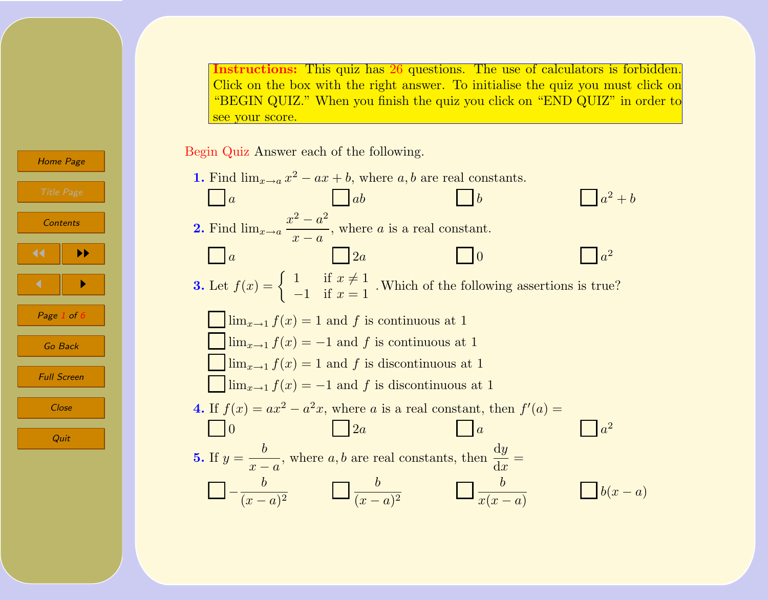**Instructions:** This quiz has 26 questions. The use of calculators is forbidden. Click on the box with the right answer. To initialise the quiz you must click on "BEGIN QUIZ." When you finish the quiz you click on "END QUIZ" in order to see your score.

Begin Quiz Answer each of the following.

**1.** Find $\lim_{x \to a} x^2 - ax + b$, where $a, b$ are real constants.

- $a$
- $ab$
- $b$
- $a^2 + b$

**2.** Find $\lim_{x \to a} \dfrac{x^2 - a^2}{x - a}$, where $a$ is a real constant.

- $a$
- $2a$
- $0$
- $a^2$

**3.** Let $f(x) = \begin{cases} 1 & \text{if } x \neq 1 \\ -1 & \text{if } x = 1 \end{cases}$. Which of the following assertions is true?

- $\lim_{x \to 1} f(x) = 1$ and $f$ is continuous at 1
- $\lim_{x \to 1} f(x) = -1$ and $f$ is continuous at 1
- $\lim_{x \to 1} f(x) = 1$ and $f$ is discontinuous at 1
- $\lim_{x \to 1} f(x) = -1$ and $f$ is discontinuous at 1

**4.** If $f(x) = ax^2 - a^2x$, where $a$ is a real constant, then $f'(a) =$

- $0$
- $2a$
- $a$
- $a^2$

**5.** If $y = \dfrac{b}{x - a}$, where $a, b$ are real constants, then $\dfrac{\mathrm{d}y}{\mathrm{d}x} =$

- $-\dfrac{b}{(x-a)^2}$
- $\dfrac{b}{(x-a)^2}$
- $\dfrac{b}{x(x-a)}$
- $b(x-a)$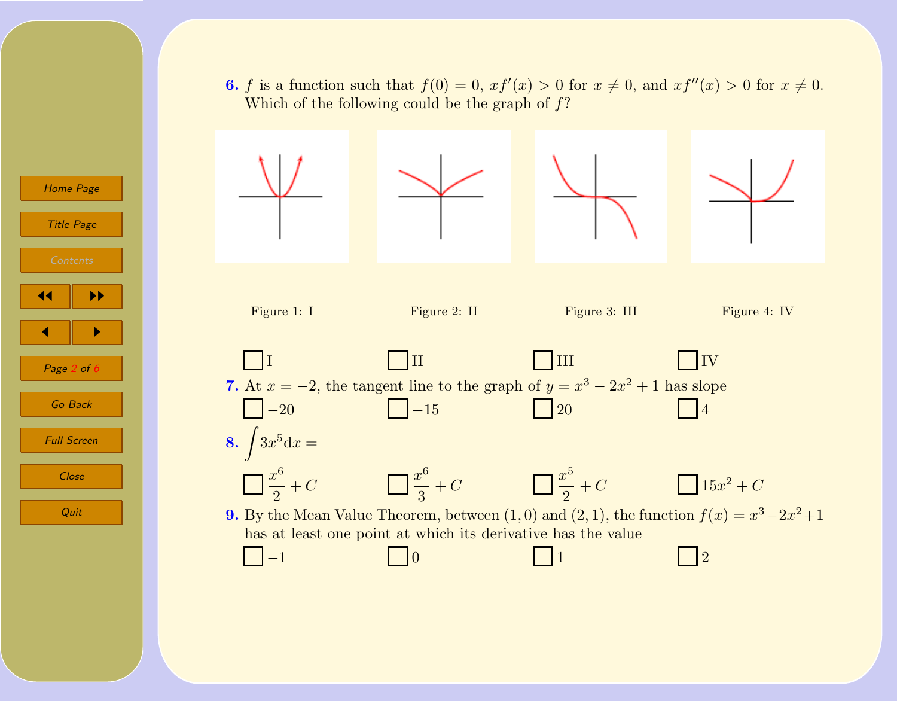**6.** $f$ is a function such that $f(0) = 0$, $xf'(x) > 0$ for $x \neq 0$, and $xf''(x) > 0$ for $x \neq 0$. Which of the following could be the graph of $f$?

Figure 1: I

Figure 2: II

Figure 3: III

Figure 4: IV

☐ I ☐ II ☐ III ☐ IV

**7.** At $x = -2$, the tangent line to the graph of $y = x^3 - 2x^2 + 1$ has slope

☐ $-20$ ☐ $-15$ ☐ $20$ ☐ $4$

**8.** $\int 3x^5 \mathrm{d}x =$

☐ $\dfrac{x^6}{2} + C$ ☐ $\dfrac{x^6}{3} + C$ ☐ $\dfrac{x^5}{2} + C$ ☐ $15x^2 + C$

**9.** By the Mean Value Theorem, between $(1, 0)$ and $(2, 1)$, the function $f(x) = x^3 - 2x^2 + 1$ has at least one point at which its derivative has the value

☐ $-1$ ☐ $0$ ☐ $1$ ☐ $2$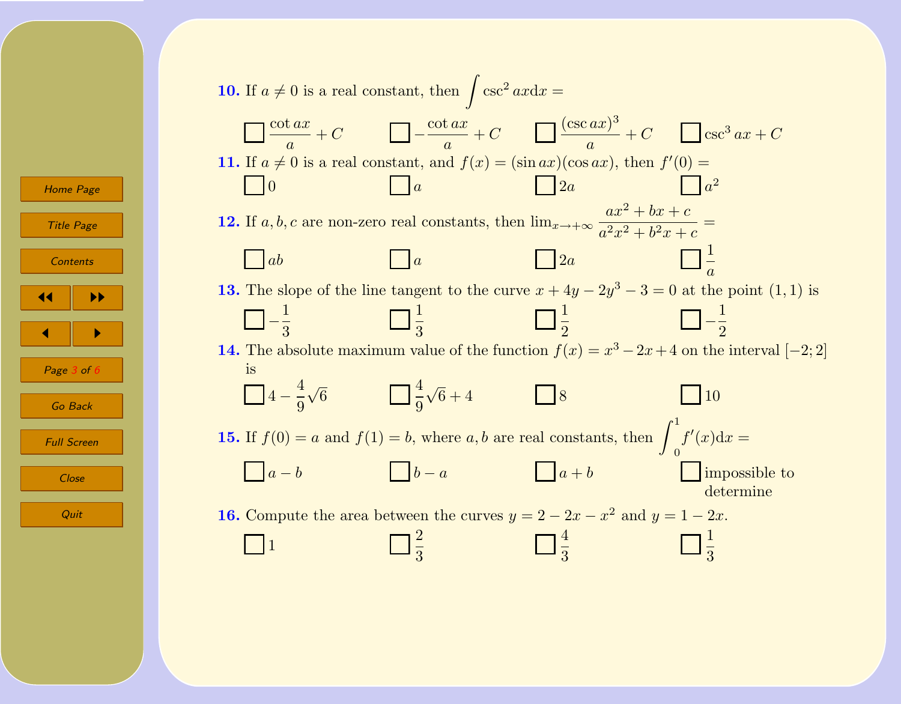**10.** If $a \neq 0$ is a real constant, then $\int \csc^2 ax \mathrm{d}x =$

☐ $\dfrac{\cot ax}{a} + C$  ☐ $-\dfrac{\cot ax}{a} + C$  ☐ $\dfrac{(\csc ax)^3}{a} + C$  ☐ $\csc^3 ax + C$

**11.** If $a \neq 0$ is a real constant, and $f(x) = (\sin ax)(\cos ax)$, then $f'(0) =$

☐ $0$  ☐ $a$  ☐ $2a$  ☐ $a^2$

**12.** If $a, b, c$ are non-zero real constants, then $\lim_{x \to +\infty} \dfrac{ax^2 + bx + c}{a^2x^2 + b^2x + c} =$

☐ $ab$  ☐ $a$  ☐ $2a$  ☐ $\dfrac{1}{a}$

**13.** The slope of the line tangent to the curve $x + 4y - 2y^3 - 3 = 0$ at the point $(1, 1)$ is

☐ $-\dfrac{1}{3}$  ☐ $\dfrac{1}{3}$  ☐ $\dfrac{1}{2}$  ☐ $-\dfrac{1}{2}$

**14.** The absolute maximum value of the function $f(x) = x^3 - 2x + 4$ on the interval $[-2; 2]$ is

☐ $4 - \dfrac{4}{9}\sqrt{6}$  ☐ $\dfrac{4}{9}\sqrt{6} + 4$  ☐ $8$  ☐ $10$

**15.** If $f(0) = a$ and $f(1) = b$, where $a, b$ are real constants, then $\int_0^1 f'(x)\mathrm{d}x =$

☐ $a - b$  ☐ $b - a$  ☐ $a + b$  ☐ impossible to determine

**16.** Compute the area between the curves $y = 2 - 2x - x^2$ and $y = 1 - 2x$.

☐ $1$  ☐ $\dfrac{2}{3}$  ☐ $\dfrac{4}{3}$  ☐ $\dfrac{1}{3}$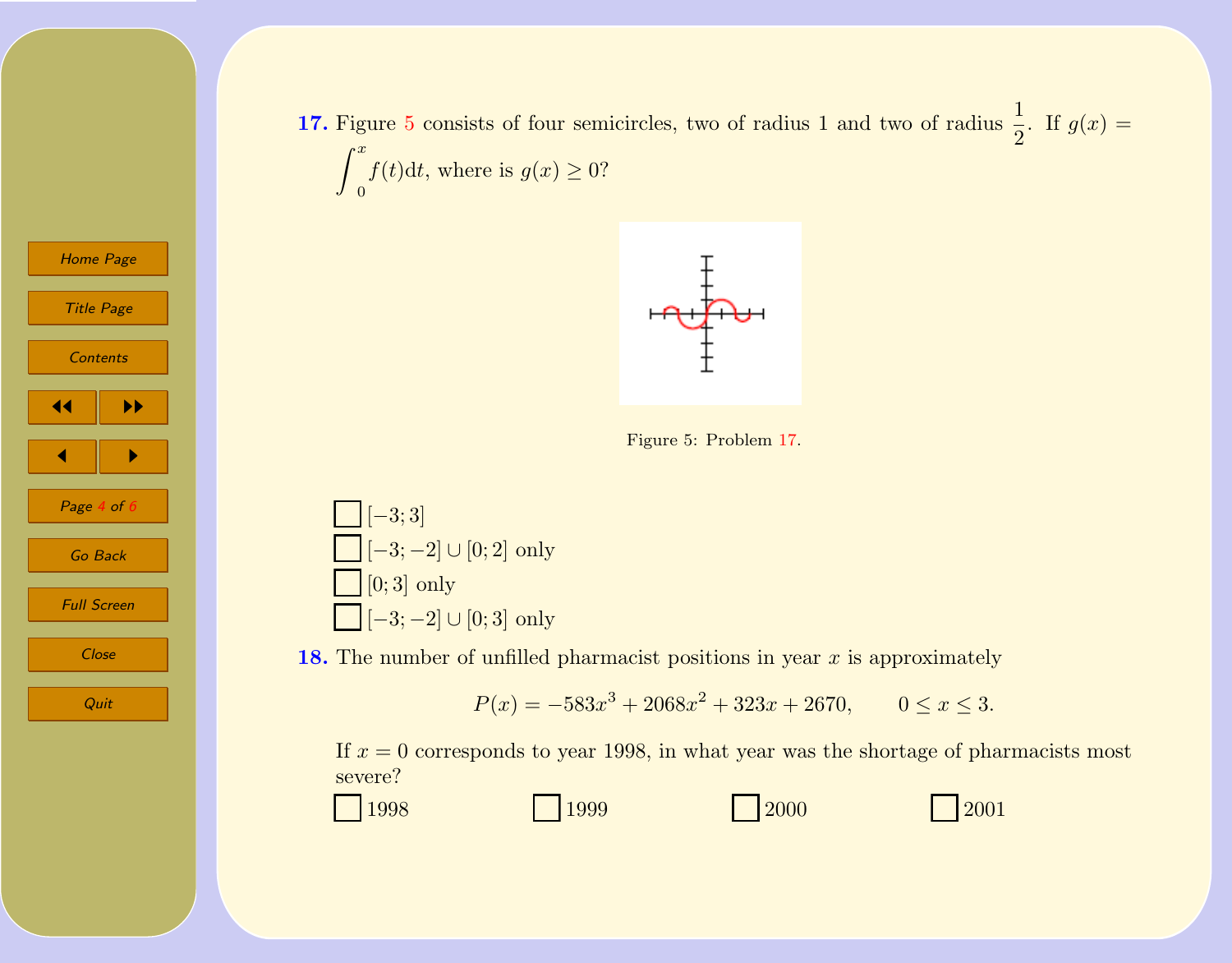**17.** Figure 5 consists of four semicircles, two of radius 1 and two of radius $\frac{1}{2}$. If $g(x) = \int_0^x f(t)\mathrm{d}t$, where is $g(x) \geq 0$?

Figure 5: Problem 17.

- ☐ $[-3; 3]$
- ☐ $[-3; -2] \cup [0; 2]$ only
- ☐ $[0; 3]$ only
- ☐ $[-3; -2] \cup [0; 3]$ only

**18.** The number of unfilled pharmacist positions in year $x$ is approximately

$$P(x) = -583x^3 + 2068x^2 + 323x + 2670, \qquad 0 \leq x \leq 3.$$

If $x = 0$ corresponds to year 1998, in what year was the shortage of pharmacists most severe?

☐ 1998 ☐ 1999 ☐ 2000 ☐ 2001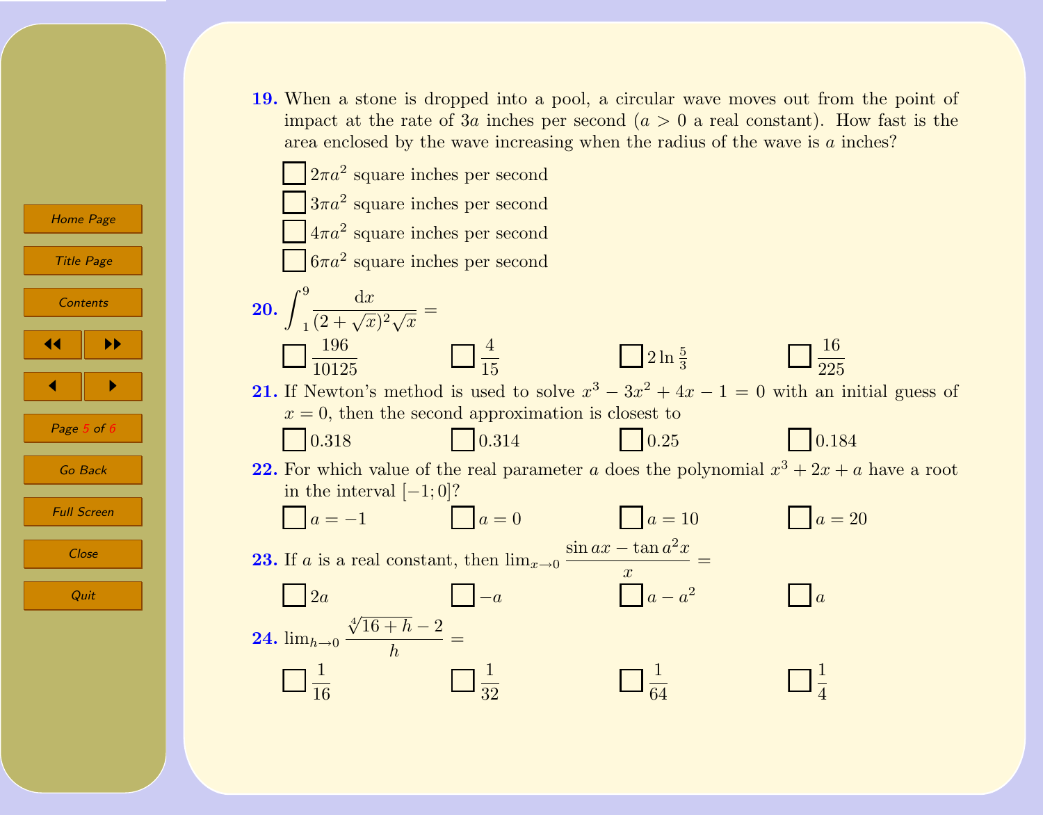**19.** When a stone is dropped into a pool, a circular wave moves out from the point of impact at the rate of $3a$ inches per second ($a > 0$ a real constant). How fast is the area enclosed by the wave increasing when the radius of the wave is $a$ inches?

- ☐ $2\pi a^2$ square inches per second
- ☐ $3\pi a^2$ square inches per second
- ☐ $4\pi a^2$ square inches per second
- ☐ $6\pi a^2$ square inches per second

**20.** $\displaystyle\int_1^9 \frac{\mathrm{d}x}{(2+\sqrt{x})^2\sqrt{x}} =$

☐ $\dfrac{196}{10125}$ ☐ $\dfrac{4}{15}$ ☐ $2\ln\frac{5}{3}$ ☐ $\dfrac{16}{225}$

**21.** If Newton's method is used to solve $x^3 - 3x^2 + 4x - 1 = 0$ with an initial guess of $x = 0$, then the second approximation is closest to

☐ $0.318$ ☐ $0.314$ ☐ $0.25$ ☐ $0.184$

**22.** For which value of the real parameter $a$ does the polynomial $x^3 + 2x + a$ have a root in the interval $[-1; 0]$?

☐ $a = -1$ ☐ $a = 0$ ☐ $a = 10$ ☐ $a = 20$

**23.** If $a$ is a real constant, then $\lim_{x\to 0} \dfrac{\sin ax - \tan a^2 x}{x} =$

☐ $2a$ ☐ $-a$ ☐ $a - a^2$ ☐ $a$

**24.** $\lim_{h\to 0} \dfrac{\sqrt[4]{16+h} - 2}{h} =$

☐ $\dfrac{1}{16}$ ☐ $\dfrac{1}{32}$ ☐ $\dfrac{1}{64}$ ☐ $\dfrac{1}{4}$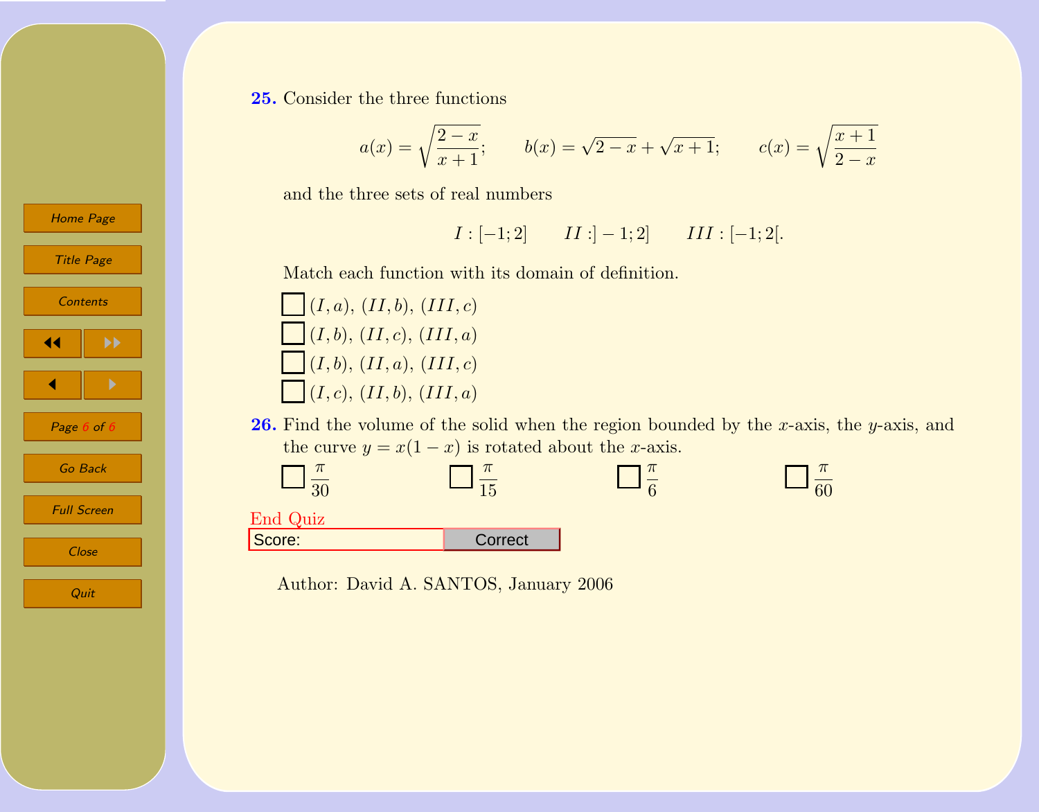**25.** Consider the three functions

$$a(x) = \sqrt{\frac{2-x}{x+1}}; \qquad b(x) = \sqrt{2-x} + \sqrt{x+1}; \qquad c(x) = \sqrt{\frac{x+1}{2-x}}$$

and the three sets of real numbers

$$I : [-1; 2] \qquad II : ]-1; 2] \qquad III : [-1; 2[.$$

Match each function with its domain of definition.

- ☐ $(I, a)$, $(II, b)$, $(III, c)$
- ☐ $(I, b)$, $(II, c)$, $(III, a)$
- ☐ $(I, b)$, $(II, a)$, $(III, c)$
- ☐ $(I, c)$, $(II, b)$, $(III, a)$

**26.** Find the volume of the solid when the region bounded by the $x$-axis, the $y$-axis, and the curve $y = x(1-x)$ is rotated about the $x$-axis.

☐ $\frac{\pi}{30}$ ☐ $\frac{\pi}{15}$ ☐ $\frac{\pi}{6}$ ☐ $\frac{\pi}{60}$

End Quiz

Score: Correct

Author: David A. SANTOS, January 2006